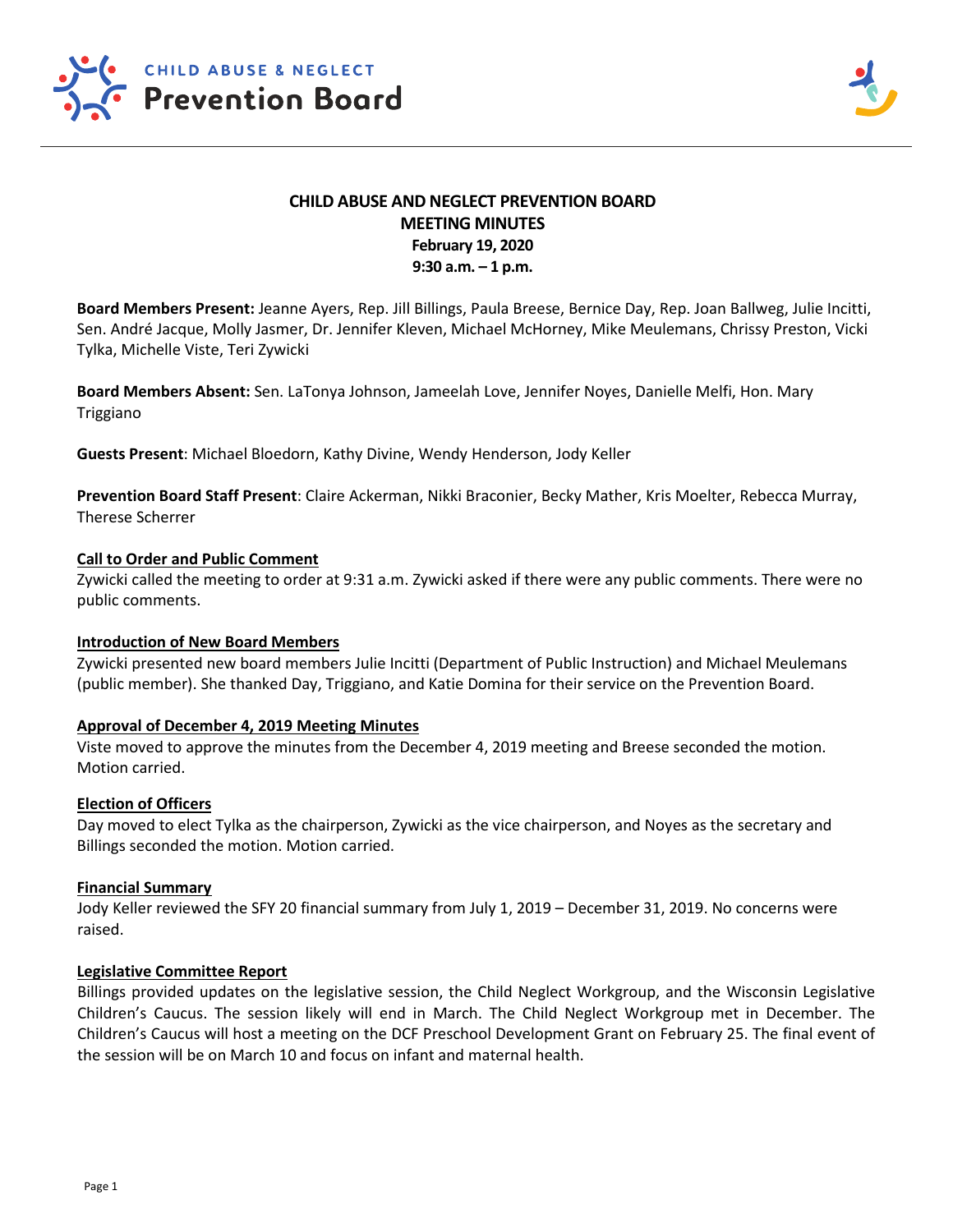CHILD ABUSE & NEGLECT
Prevention Board

# CHILD ABUSE AND NEGLECT PREVENTION BOARD
## MEETING MINUTES
**February 19, 2020**
**9:30 a.m. – 1 p.m.**

**Board Members Present:** Jeanne Ayers, Rep. Jill Billings, Paula Breese, Bernice Day, Rep. Joan Ballweg, Julie Incitti, Sen. André Jacque, Molly Jasmer, Dr. Jennifer Kleven, Michael McHorney, Mike Meulemans, Chrissy Preston, Vicki Tylka, Michelle Viste, Teri Zywicki

**Board Members Absent:** Sen. LaTonya Johnson, Jameelah Love, Jennifer Noyes, Danielle Melfi, Hon. Mary Triggiano

**Guests Present**: Michael Bloedorn, Kathy Divine, Wendy Henderson, Jody Keller

**Prevention Board Staff Present**: Claire Ackerman, Nikki Braconier, Becky Mather, Kris Moelter, Rebecca Murray, Therese Scherrer

### Call to Order and Public Comment

Zywicki called the meeting to order at 9:31 a.m. Zywicki asked if there were any public comments. There were no public comments.

### Introduction of New Board Members

Zywicki presented new board members Julie Incitti (Department of Public Instruction) and Michael Meulemans (public member). She thanked Day, Triggiano, and Katie Domina for their service on the Prevention Board.

### Approval of December 4, 2019 Meeting Minutes

Viste moved to approve the minutes from the December 4, 2019 meeting and Breese seconded the motion. Motion carried.

### Election of Officers

Day moved to elect Tylka as the chairperson, Zywicki as the vice chairperson, and Noyes as the secretary and Billings seconded the motion. Motion carried.

### Financial Summary

Jody Keller reviewed the SFY 20 financial summary from July 1, 2019 – December 31, 2019. No concerns were raised.

### Legislative Committee Report

Billings provided updates on the legislative session, the Child Neglect Workgroup, and the Wisconsin Legislative Children's Caucus. The session likely will end in March. The Child Neglect Workgroup met in December. The Children's Caucus will host a meeting on the DCF Preschool Development Grant on February 25. The final event of the session will be on March 10 and focus on infant and maternal health.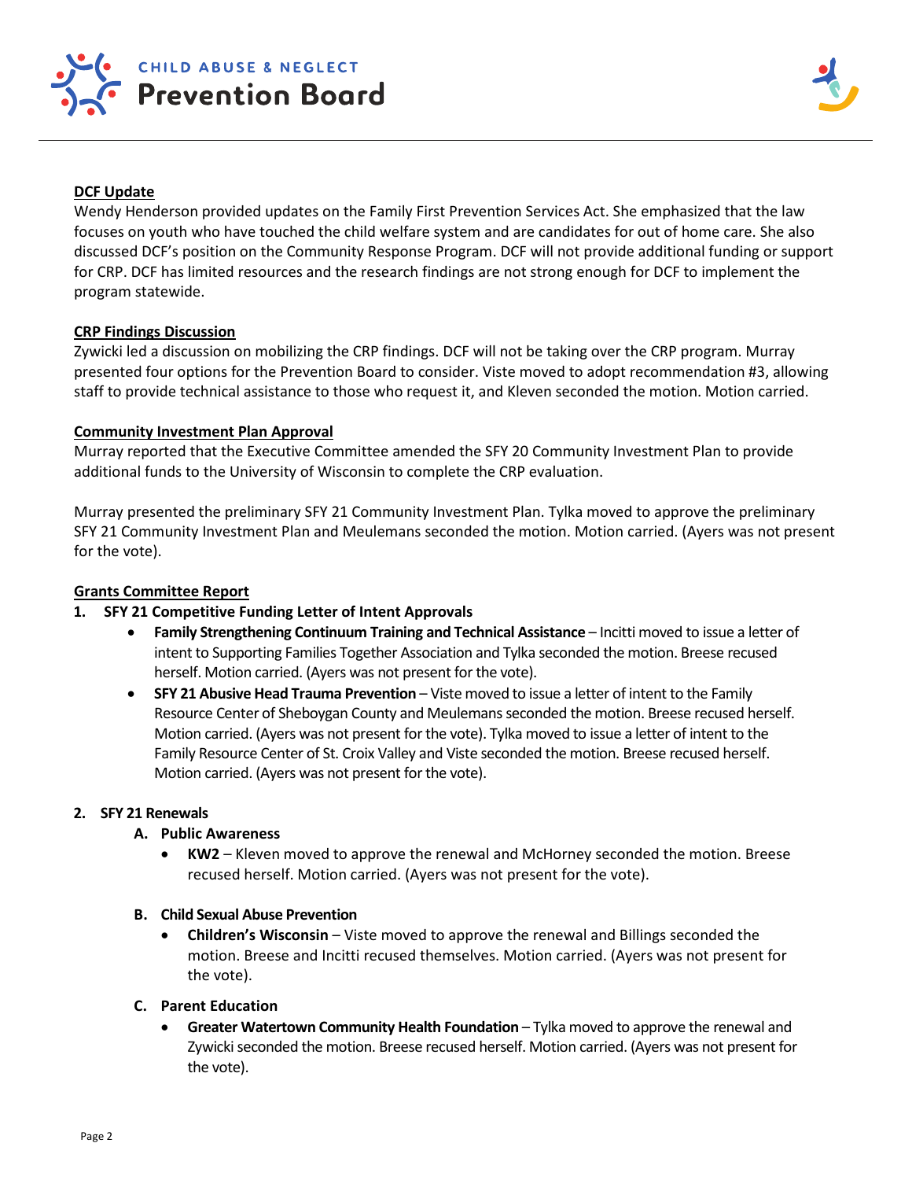**DCF Update**

Wendy Henderson provided updates on the Family First Prevention Services Act. She emphasized that the law focuses on youth who have touched the child welfare system and are candidates for out of home care. She also discussed DCF's position on the Community Response Program. DCF will not provide additional funding or support for CRP. DCF has limited resources and the research findings are not strong enough for DCF to implement the program statewide.

**CRP Findings Discussion**

Zywicki led a discussion on mobilizing the CRP findings. DCF will not be taking over the CRP program. Murray presented four options for the Prevention Board to consider. Viste moved to adopt recommendation #3, allowing staff to provide technical assistance to those who request it, and Kleven seconded the motion. Motion carried.

**Community Investment Plan Approval**

Murray reported that the Executive Committee amended the SFY 20 Community Investment Plan to provide additional funds to the University of Wisconsin to complete the CRP evaluation.

Murray presented the preliminary SFY 21 Community Investment Plan. Tylka moved to approve the preliminary SFY 21 Community Investment Plan and Meulemans seconded the motion. Motion carried. (Ayers was not present for the vote).

**Grants Committee Report**

1. **SFY 21 Competitive Funding Letter of Intent Approvals**
   - **Family Strengthening Continuum Training and Technical Assistance** – Incitti moved to issue a letter of intent to Supporting Families Together Association and Tylka seconded the motion. Breese recused herself. Motion carried. (Ayers was not present for the vote).
   - **SFY 21 Abusive Head Trauma Prevention** – Viste moved to issue a letter of intent to the Family Resource Center of Sheboygan County and Meulemans seconded the motion. Breese recused herself. Motion carried. (Ayers was not present for the vote). Tylka moved to issue a letter of intent to the Family Resource Center of St. Croix Valley and Viste seconded the motion. Breese recused herself. Motion carried. (Ayers was not present for the vote).

2. **SFY 21 Renewals**

   A. **Public Awareness**
      - **KW2** – Kleven moved to approve the renewal and McHorney seconded the motion. Breese recused herself. Motion carried. (Ayers was not present for the vote).

   B. **Child Sexual Abuse Prevention**
      - **Children's Wisconsin** – Viste moved to approve the renewal and Billings seconded the motion. Breese and Incitti recused themselves. Motion carried. (Ayers was not present for the vote).

   C. **Parent Education**
      - **Greater Watertown Community Health Foundation** – Tylka moved to approve the renewal and Zywicki seconded the motion. Breese recused herself. Motion carried. (Ayers was not present for the vote).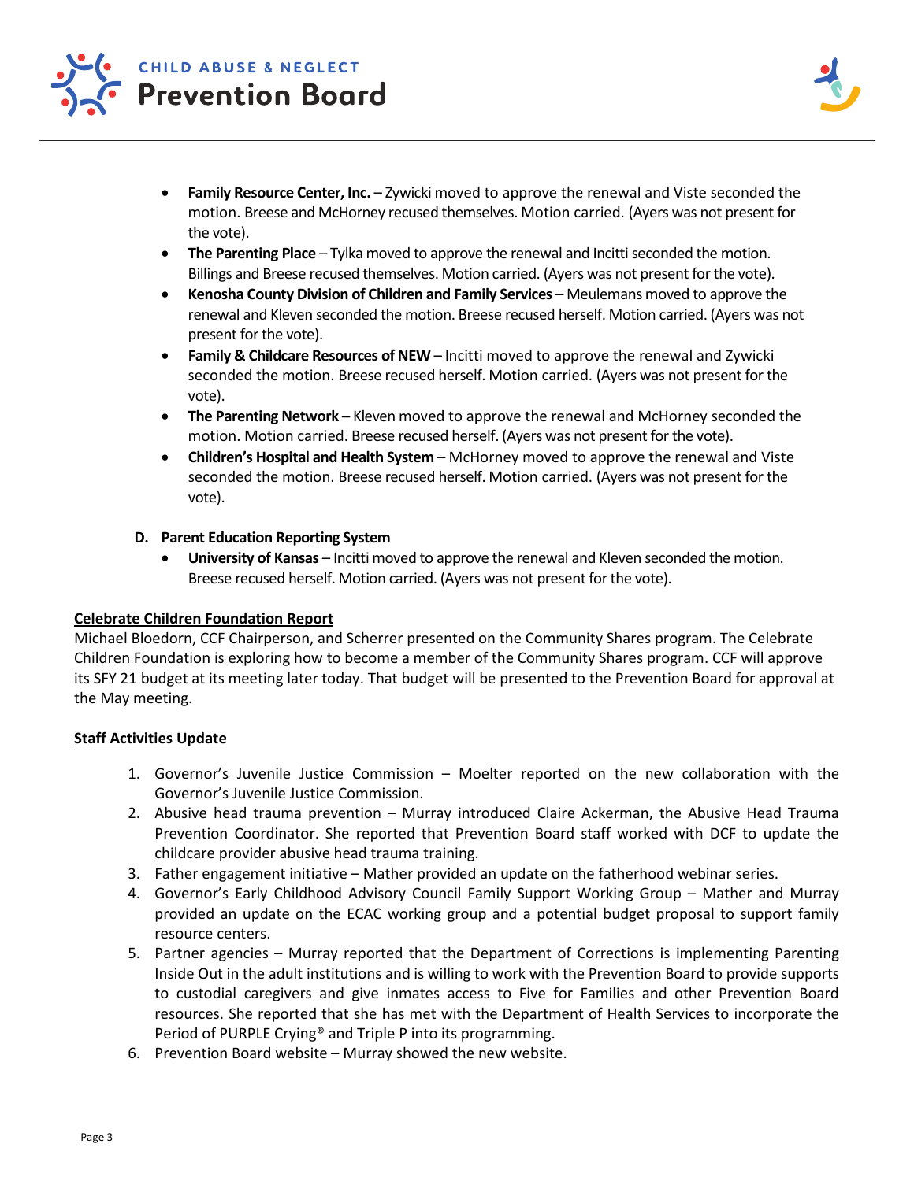- **Family Resource Center, Inc.** – Zywicki moved to approve the renewal and Viste seconded the motion. Breese and McHorney recused themselves. Motion carried. (Ayers was not present for the vote).
- **The Parenting Place** – Tylka moved to approve the renewal and Incitti seconded the motion. Billings and Breese recused themselves. Motion carried. (Ayers was not present for the vote).
- **Kenosha County Division of Children and Family Services** – Meulemans moved to approve the renewal and Kleven seconded the motion. Breese recused herself. Motion carried. (Ayers was not present for the vote).
- **Family & Childcare Resources of NEW** – Incitti moved to approve the renewal and Zywicki seconded the motion. Breese recused herself. Motion carried. (Ayers was not present for the vote).
- **The Parenting Network –** Kleven moved to approve the renewal and McHorney seconded the motion. Motion carried. Breese recused herself. (Ayers was not present for the vote).
- **Children's Hospital and Health System** – McHorney moved to approve the renewal and Viste seconded the motion. Breese recused herself. Motion carried. (Ayers was not present for the vote).

**D. Parent Education Reporting System**

- **University of Kansas** – Incitti moved to approve the renewal and Kleven seconded the motion. Breese recused herself. Motion carried. (Ayers was not present for the vote).

**Celebrate Children Foundation Report**

Michael Bloedorn, CCF Chairperson, and Scherrer presented on the Community Shares program. The Celebrate Children Foundation is exploring how to become a member of the Community Shares program. CCF will approve its SFY 21 budget at its meeting later today. That budget will be presented to the Prevention Board for approval at the May meeting.

**Staff Activities Update**

1. Governor's Juvenile Justice Commission – Moelter reported on the new collaboration with the Governor's Juvenile Justice Commission.
2. Abusive head trauma prevention – Murray introduced Claire Ackerman, the Abusive Head Trauma Prevention Coordinator. She reported that Prevention Board staff worked with DCF to update the childcare provider abusive head trauma training.
3. Father engagement initiative – Mather provided an update on the fatherhood webinar series.
4. Governor's Early Childhood Advisory Council Family Support Working Group – Mather and Murray provided an update on the ECAC working group and a potential budget proposal to support family resource centers.
5. Partner agencies – Murray reported that the Department of Corrections is implementing Parenting Inside Out in the adult institutions and is willing to work with the Prevention Board to provide supports to custodial caregivers and give inmates access to Five for Families and other Prevention Board resources. She reported that she has met with the Department of Health Services to incorporate the Period of PURPLE Crying® and Triple P into its programming.
6. Prevention Board website – Murray showed the new website.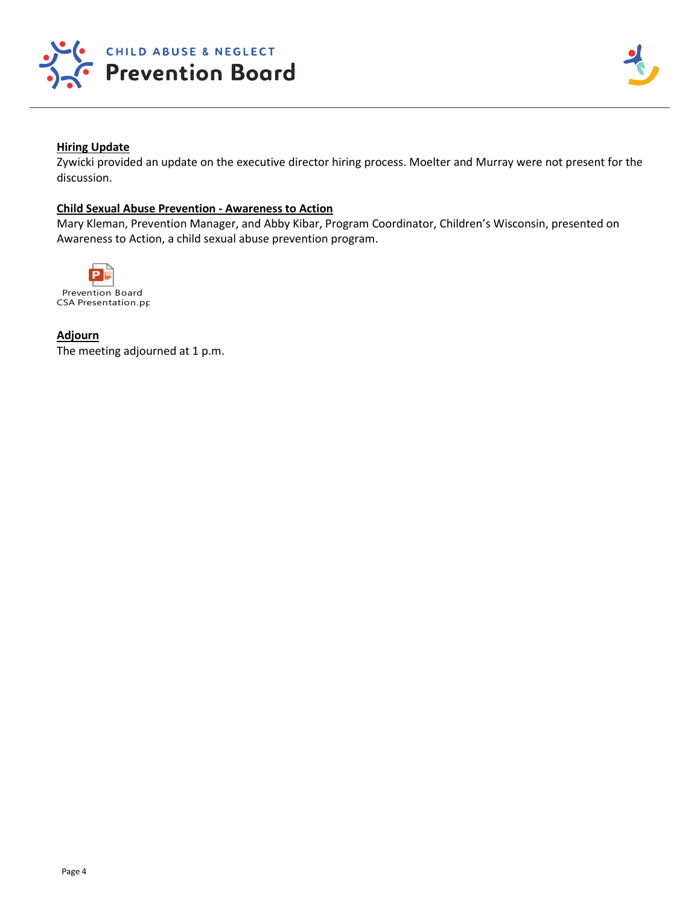**Hiring Update**

Zywicki provided an update on the executive director hiring process. Moelter and Murray were not present for the discussion.

**Child Sexual Abuse Prevention - Awareness to Action**

Mary Kleman, Prevention Manager, and Abby Kibar, Program Coordinator, Children's Wisconsin, presented on Awareness to Action, a child sexual abuse prevention program.

Prevention Board CSA Presentation.pp

**Adjourn**

The meeting adjourned at 1 p.m.